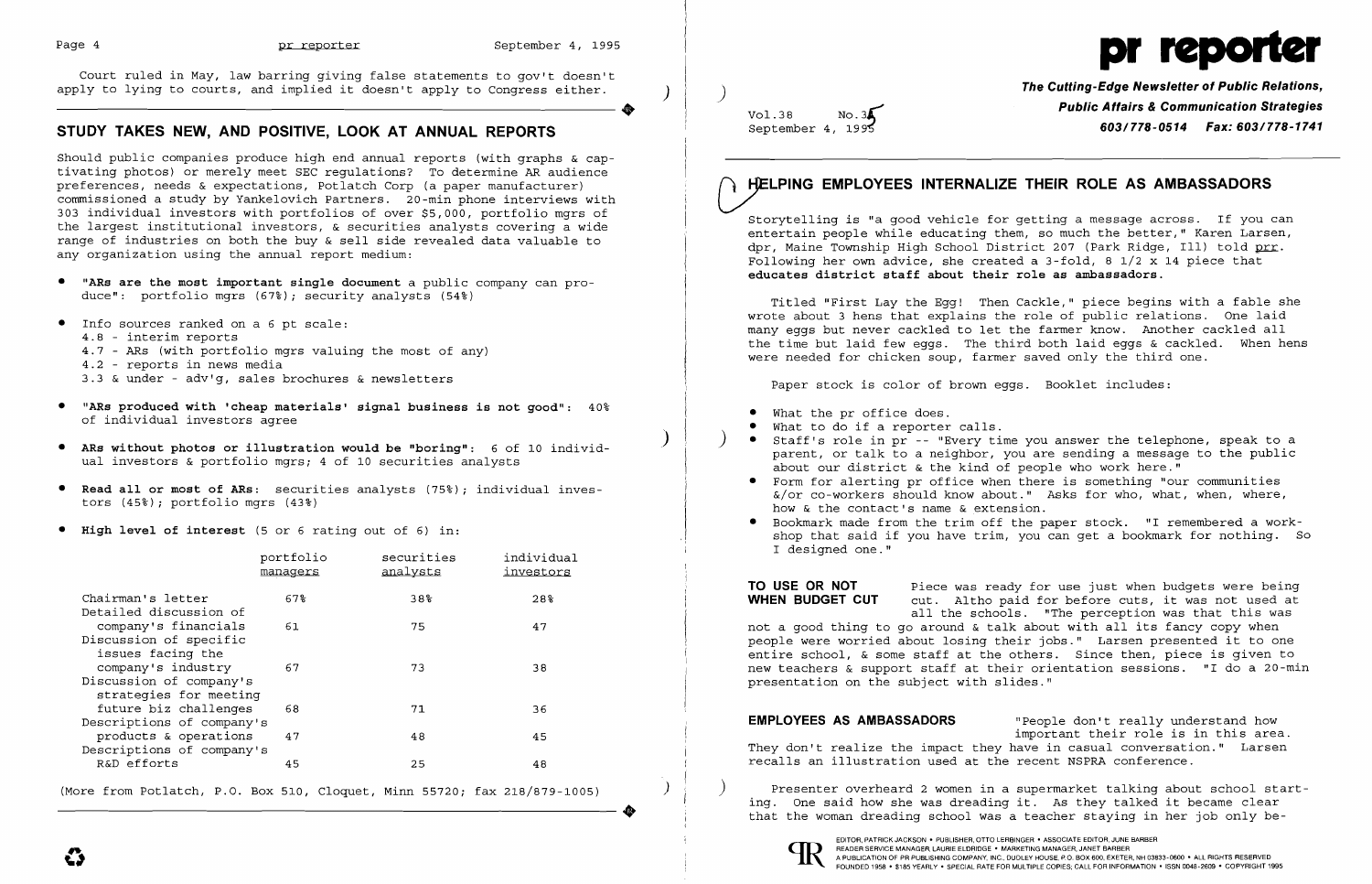Court ruled in May, law barring giving false statements to gov't doesn't apply to lying to courts, and implied it doesn't apply to Congress either.

## STUDY TAKES NEW, AND POSITIVE, LOOK AT ANNUAL REPORTS

Should public companies produce high end annual reports (with graphs & captivating photos) or merely meet SEC regulations? To determine AR audience preferences, needs & expectations, Potlatch Corp (a paper manufacturer) commissioned a study by Yankelovich Partners. 20-min phone interviews with 303 individual investors with portfolios of over $5,000, portfolio mgrs of the largest institutional investors, & securities analysts covering a wide range of industries on both the buy & sell side revealed data valuable to any organization using the annual report medium:

- **"ARs are the most important single document** a public company can produce": portfolio mgrs (67%); security analysts (54%)
- Info sources ranked on a 6 pt scale:
  - 4.8 - interim reports
  - 4.7 - ARs (with portfolio mgrs valuing the most of any)
  - 4.2 - reports in news media
  - 3.3 & under - adv'g, sales brochures & newsletters
- **"ARs produced with 'cheap materials' signal business is not good"**: 40% of individual investors agree
- **ARs without photos or illustration would be "boring"**: 6 of 10 individual investors & portfolio mgrs; 4 of 10 securities analysts
- **Read all or most of ARs**: securities analysts (75%); individual investors (45%); portfolio mgrs (43%)
- **High level of interest** (5 or 6 rating out of 6) in:

| | portfolio managers | securities analysts | individual investors |
|---|---|---|---|
| Chairman's letter | 67% | 38% | 28% |
| Detailed discussion of company's financials | 61 | 75 | 47 |
| Discussion of specific issues facing the company's industry | 67 | 73 | 38 |
| Discussion of company's strategies for meeting future biz challenges | 68 | 71 | 36 |
| Descriptions of company's products & operations | 47 | 48 | 45 |
| Descriptions of company's R&D efforts | 45 | 25 | 48 |

(More from Potlatch, P.O. Box 510, Cloquet, Minn 55720; fax 218/879-1005)

# pr reporter

**The Cutting-Edge Newsletter of Public Relations, Public Affairs & Communication Strategies**
**603/778-0514 Fax: 603/778-1741**

Vol.38 No.35
September 4, 1995

## HELPING EMPLOYEES INTERNALIZE THEIR ROLE AS AMBASSADORS

Storytelling is "a good vehicle for getting a message across. If you can entertain people while educating them, so much the better," Karen Larsen, dpr, Maine Township High School District 207 (Park Ridge, Ill) told prr. Following her own advice, she created a 3-fold, 8 1/2 x 14 piece that **educates district staff about their role as ambassadors.**

Titled "First Lay the Egg! Then Cackle," piece begins with a fable she wrote about 3 hens that explains the role of public relations. One laid many eggs but never cackled to let the farmer know. Another cackled all the time but laid few eggs. The third both laid eggs & cackled. When hens were needed for chicken soup, farmer saved only the third one.

Paper stock is color of brown eggs. Booklet includes:

- What the pr office does.
- What to do if a reporter calls.
- Staff's role in pr -- "Every time you answer the telephone, speak to a parent, or talk to a neighbor, you are sending a message to the public about our district & the kind of people who work here."
- Form for alerting pr office when there is something "our communities &/or co-workers should know about." Asks for who, what, when, where, how & the contact's name & extension.
- Bookmark made from the trim off the paper stock. "I remembered a workshop that said if you have trim, you can get a bookmark for nothing. So I designed one."

**TO USE OR NOT WHEN BUDGET CUT** Piece was ready for use just when budgets were being cut. Altho paid for before cuts, it was not used at all the schools. "The perception was that this was not a good thing to go around & talk about with all its fancy copy when people were worried about losing their jobs." Larsen presented it to one entire school, & some staff at the others. Since then, piece is given to new teachers & support staff at their orientation sessions. "I do a 20-min presentation on the subject with slides."

**EMPLOYEES AS AMBASSADORS** "People don't really understand how important their role is in this area. They don't realize the impact they have in casual conversation." Larsen recalls an illustration used at the recent NSPRA conference.

Presenter overheard 2 women in a supermarket talking about school starting. One said how she was dreading it. As they talked it became clear that the woman dreading school was a teacher staying in her job only be-

EDITOR, PATRICK JACKSON • PUBLISHER, OTTO LERBINGER • ASSOCIATE EDITOR, JUNE BARBER
READER SERVICE MANAGER, LAURIE ELDRIDGE • MARKETING MANAGER, JANET BARBER
A PUBLICATION OF PR PUBLISHING COMPANY, INC., DUDLEY HOUSE, P.O. BOX 600, EXETER, NH 03833-0600 • ALL RIGHTS RESERVED
FOUNDED 1958 • $185 YEARLY • SPECIAL RATE FOR MULTIPLE COPIES: CALL FOR INFORMATION • ISSN 0048-2609 • COPYRIGHT 1995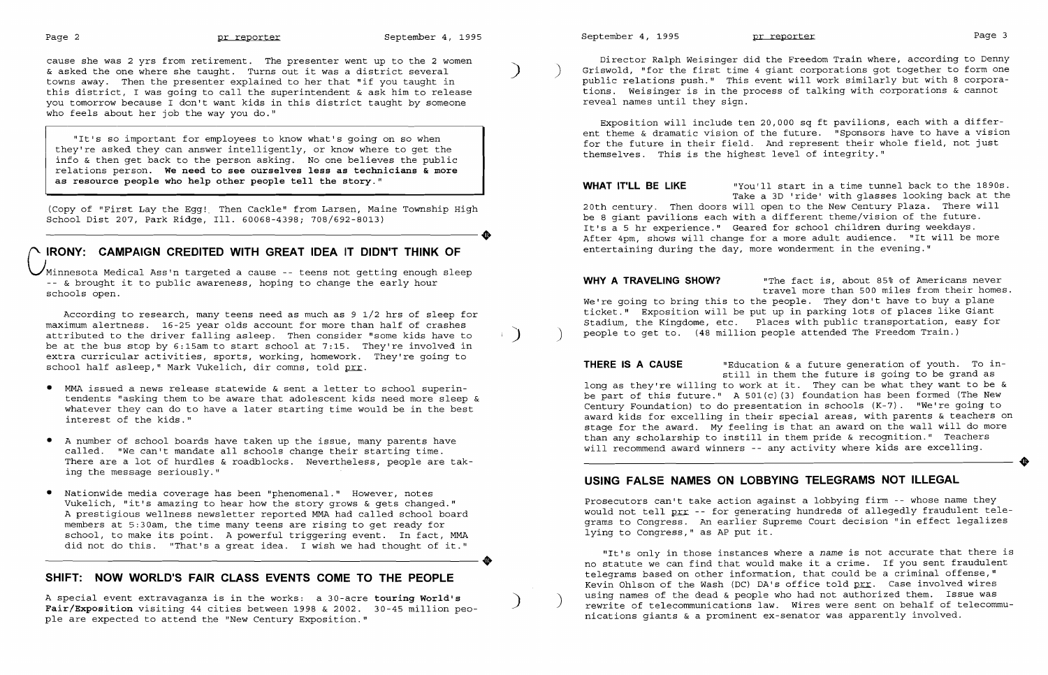cause she was 2 yrs from retirement. The presenter went up to the 2 women & asked the one where she taught. Turns out it was a district several towns away. Then the presenter explained to her that "if you taught in this district, I was going to call the superintendent & ask him to release you tomorrow because I don't want kids in this district taught by someone who feels about her job the way you do."

> "It's so important for employees to know what's going on so when they're asked they can answer intelligently, or know where to get the info & then get back to the person asking. No one believes the public relations person. **We need to see ourselves less as technicians & more as resource people who help other people tell the story.**"

(Copy of "First Lay the Egg! Then Cackle" from Larsen, Maine Township High School Dist 207, Park Ridge, Ill. 60068-4398; 708/692-8013)

## IRONY: CAMPAIGN CREDITED WITH GREAT IDEA IT DIDN'T THINK OF

Minnesota Medical Ass'n targeted a cause -- teens not getting enough sleep -- & brought it to public awareness, hoping to change the early hour schools open.

According to research, many teens need as much as 9 1/2 hrs of sleep for maximum alertness. 16-25 year olds account for more than half of crashes attributed to the driver falling asleep. Then consider "some kids have to be at the bus stop by 6:15am to start school at 7:15. They're involved in extra curricular activities, sports, working, homework. They're going to school half asleep," Mark Vukelich, dir comns, told prr.

- MMA issued a news release statewide & sent a letter to school superintendents "asking them to be aware that adolescent kids need more sleep & whatever they can do to have a later starting time would be in the best interest of the kids."
- A number of school boards have taken up the issue, many parents have called. "We can't mandate all schools change their starting time. There are a lot of hurdles & roadblocks. Nevertheless, people are taking the message seriously."
- Nationwide media coverage has been "phenomenal." However, notes Vukelich, "it's amazing to hear how the story grows & gets changed." A prestigious wellness newsletter reported MMA had called school board members at 5:30am, the time many teens are rising to get ready for school, to make its point. A powerful triggering event. In fact, MMA did not do this. "That's a great idea. I wish we had thought of it."

## SHIFT: NOW WORLD'S FAIR CLASS EVENTS COME TO THE PEOPLE

A special event extravaganza is in the works: a 30-acre **touring World's Fair/Exposition** visiting 44 cities between 1998 & 2002. 30-45 million people are expected to attend the "New Century Exposition."

Director Ralph Weisinger did the Freedom Train where, according to Denny Griswold, "for the first time 4 giant corporations got together to form one public relations push." This event will work similarly but with 8 corporations. Weisinger is in the process of talking with corporations & cannot reveal names until they sign.

Exposition will include ten 20,000 sq ft pavilions, each with a different theme & dramatic vision of the future. "Sponsors have to have a vision for the future in their field. And represent their whole field, not just themselves. This is the highest level of integrity."

**WHAT IT'LL BE LIKE** "You'll start in a time tunnel back to the 1890s. Take a 3D 'ride' with glasses looking back at the 20th century. Then doors will open to the New Century Plaza. There will be 8 giant pavilions each with a different theme/vision of the future. It's a 5 hr experience." Geared for school children during weekdays. After 4pm, shows will change for a more adult audience. "It will be more entertaining during the day, more wonderment in the evening."

**WHY A TRAVELING SHOW?** "The fact is, about 85% of Americans never travel more than 500 miles from their homes. We're going to bring this to the people. They don't have to buy a plane ticket." Exposition will be put up in parking lots of places like Giant Stadium, the Kingdome, etc. Places with public transportation, easy for people to get to. (48 million people attended The Freedom Train.)

**THERE IS A CAUSE** "Education & a future generation of youth. To instill in them the future is going to be grand as long as they're willing to work at it. They can be what they want to be & be part of this future." A 501(c)(3) foundation has been formed (The New Century Foundation) to do presentation in schools (K-7). "We're going to award kids for excelling in their special areas, with parents & teachers on stage for the award. My feeling is that an award on the wall will do more than any scholarship to instill in them pride & recognition." Teachers will recommend award winners -- any activity where kids are excelling.

## USING FALSE NAMES ON LOBBYING TELEGRAMS NOT ILLEGAL

Prosecutors can't take action against a lobbying firm -- whose name they would not tell prr -- for generating hundreds of allegedly fraudulent telegrams to Congress. An earlier Supreme Court decision "in effect legalizes lying to Congress," as AP put it.

"It's only in those instances where a *name* is not accurate that there is no statute we can find that would make it a crime. If you sent fraudulent telegrams based on other information, that could be a criminal offense," Kevin Ohlson of the Wash (DC) DA's office told prr. Case involved wires using names of the dead & people who had not authorized them. Issue was rewrite of telecommunications law. Wires were sent on behalf of telecommunications giants & a prominent ex-senator was apparently involved.